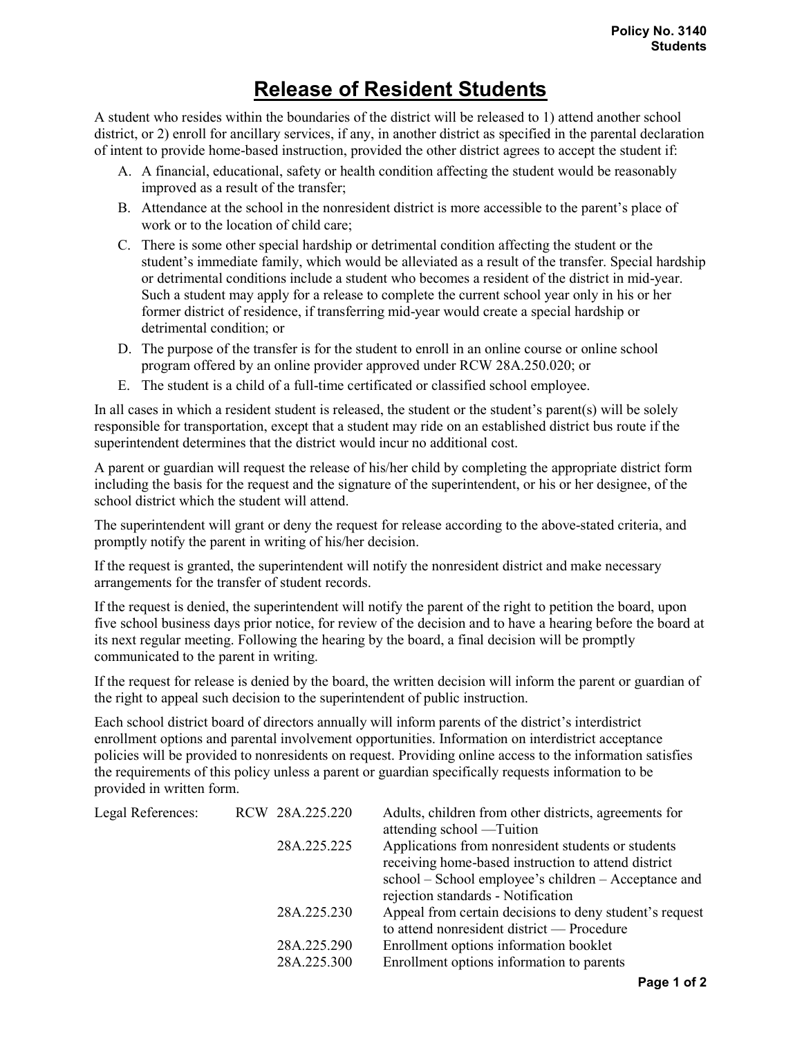**Policy No. 3140**
**Students**

# Release of Resident Students

A student who resides within the boundaries of the district will be released to 1) attend another school district, or 2) enroll for ancillary services, if any, in another district as specified in the parental declaration of intent to provide home-based instruction, provided the other district agrees to accept the student if:

A. A financial, educational, safety or health condition affecting the student would be reasonably improved as a result of the transfer;
B. Attendance at the school in the nonresident district is more accessible to the parent's place of work or to the location of child care;
C. There is some other special hardship or detrimental condition affecting the student or the student's immediate family, which would be alleviated as a result of the transfer. Special hardship or detrimental conditions include a student who becomes a resident of the district in mid-year. Such a student may apply for a release to complete the current school year only in his or her former district of residence, if transferring mid-year would create a special hardship or detrimental condition; or
D. The purpose of the transfer is for the student to enroll in an online course or online school program offered by an online provider approved under RCW 28A.250.020; or
E. The student is a child of a full-time certificated or classified school employee.

In all cases in which a resident student is released, the student or the student's parent(s) will be solely responsible for transportation, except that a student may ride on an established district bus route if the superintendent determines that the district would incur no additional cost.

A parent or guardian will request the release of his/her child by completing the appropriate district form including the basis for the request and the signature of the superintendent, or his or her designee, of the school district which the student will attend.

The superintendent will grant or deny the request for release according to the above-stated criteria, and promptly notify the parent in writing of his/her decision.

If the request is granted, the superintendent will notify the nonresident district and make necessary arrangements for the transfer of student records.

If the request is denied, the superintendent will notify the parent of the right to petition the board, upon five school business days prior notice, for review of the decision and to have a hearing before the board at its next regular meeting. Following the hearing by the board, a final decision will be promptly communicated to the parent in writing.

If the request for release is denied by the board, the written decision will inform the parent or guardian of the right to appeal such decision to the superintendent of public instruction.

Each school district board of directors annually will inform parents of the district's interdistrict enrollment options and parental involvement opportunities. Information on interdistrict acceptance policies will be provided to nonresidents on request. Providing online access to the information satisfies the requirements of this policy unless a parent or guardian specifically requests information to be provided in written form.

| | | |
|---|---|---|
| Legal References: | RCW 28A.225.220 | Adults, children from other districts, agreements for attending school —Tuition |
| | 28A.225.225 | Applications from nonresident students or students receiving home-based instruction to attend district school – School employee's children – Acceptance and rejection standards - Notification |
| | 28A.225.230 | Appeal from certain decisions to deny student's request to attend nonresident district — Procedure |
| | 28A.225.290 | Enrollment options information booklet |
| | 28A.225.300 | Enrollment options information to parents |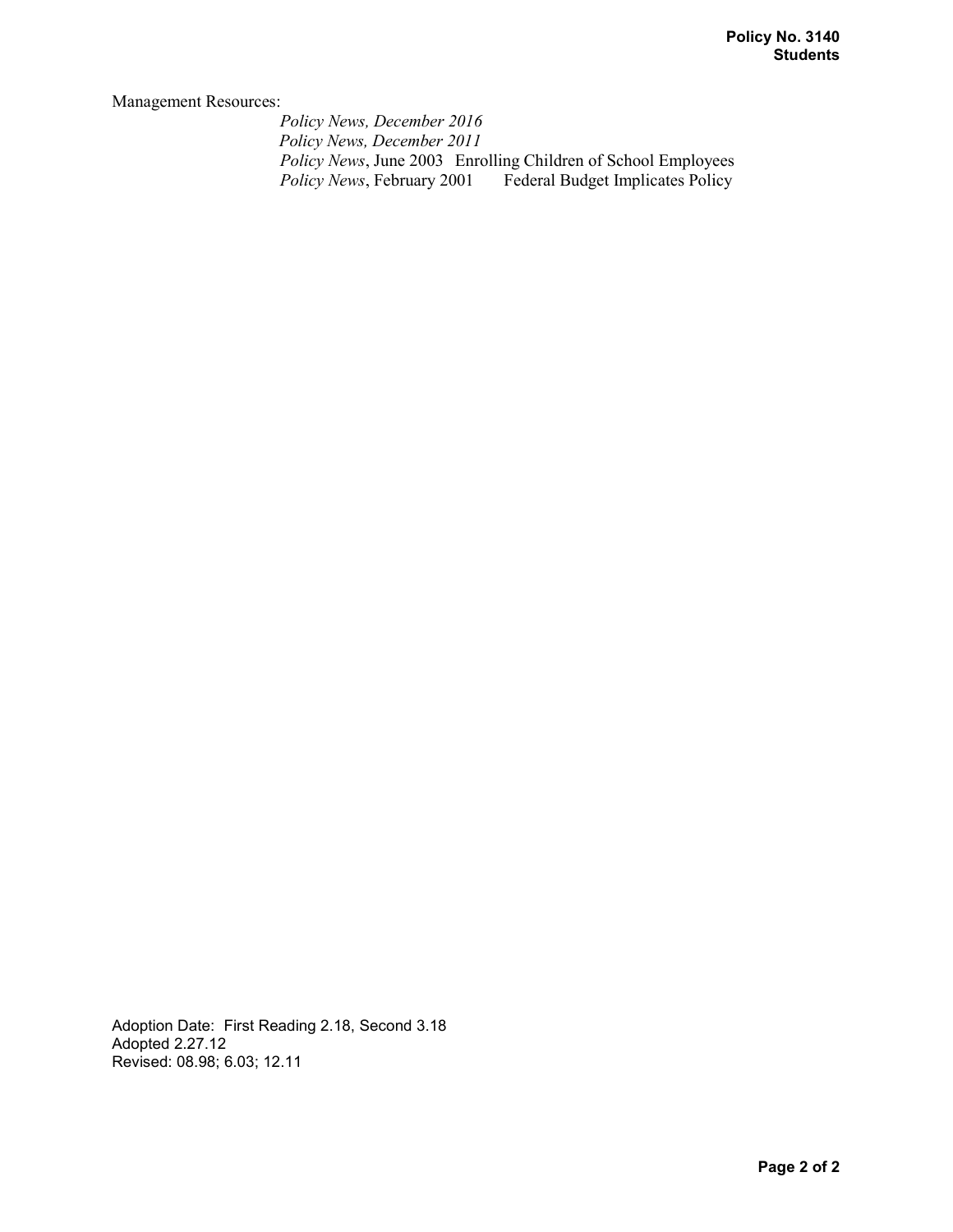Management Resources:

*Policy News, December 2016*
*Policy News, December 2011*
*Policy News*, June 2003 Enrolling Children of School Employees
*Policy News*, February 2001 Federal Budget Implicates Policy

Adoption Date: First Reading 2.18, Second 3.18
Adopted 2.27.12
Revised: 08.98; 6.03; 12.11